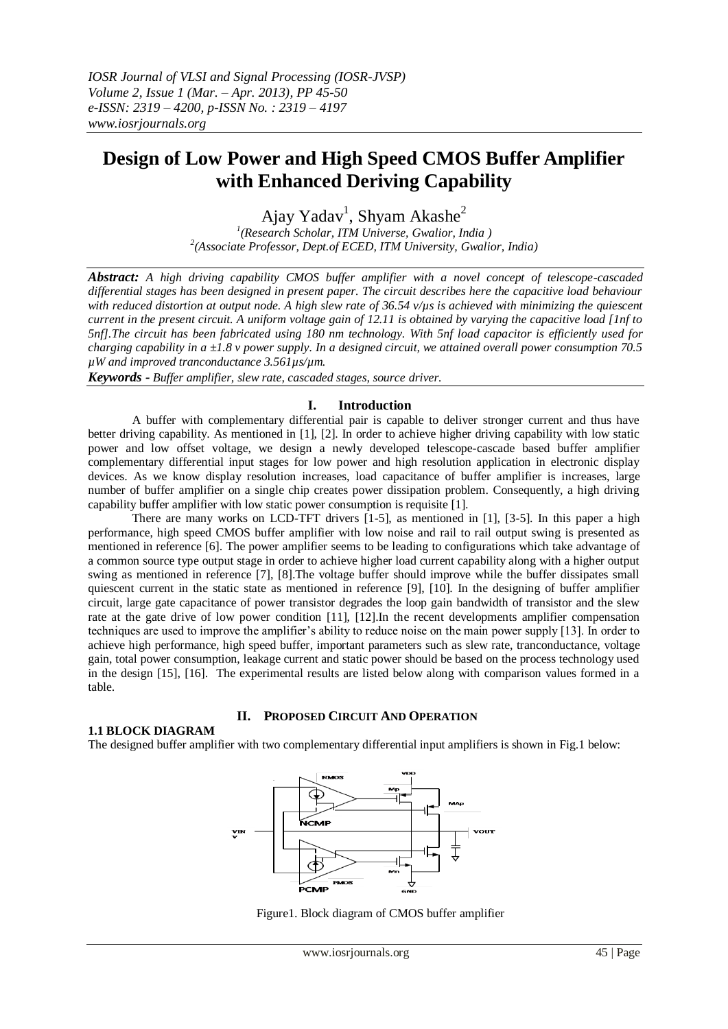# Design of Low Power and High Speed CMOS Buffer Amplifier with Enhanced Deriving Capability

Ajay Yadav[1], Shyam Akashe[2]

[1](Research Scholar, ITM Universe, Gwalior, India )
[2](Associate Professor, Dept.of ECED, ITM University, Gwalior, India)

***Abstract:*** *A high driving capability CMOS buffer amplifier with a novel concept of telescope-cascaded differential stages has been designed in present paper. The circuit describes here the capacitive load behaviour with reduced distortion at output node. A high slew rate of 36.54 v/µs is achieved with minimizing the quiescent current in the present circuit. A uniform voltage gain of 12.11 is obtained by varying the capacitive load [1nf to 5nf].The circuit has been fabricated using 180 nm technology. With 5nf load capacitor is efficiently used for charging capability in a ±1.8 v power supply. In a designed circuit, we attained overall power consumption 70.5 µW and improved tranconductance 3.561µs/µm.*

***Keywords -*** *Buffer amplifier, slew rate, cascaded stages, source driver.*

## I. Introduction

A buffer with complementary differential pair is capable to deliver stronger current and thus have better driving capability. As mentioned in [1], [2]. In order to achieve higher driving capability with low static power and low offset voltage, we design a newly developed telescope-cascade based buffer amplifier complementary differential input stages for low power and high resolution application in electronic display devices. As we know display resolution increases, load capacitance of buffer amplifier is increases, large number of buffer amplifier on a single chip creates power dissipation problem. Consequently, a high driving capability buffer amplifier with low static power consumption is requisite [1].

There are many works on LCD-TFT drivers [1-5], as mentioned in [1], [3-5]. In this paper a high performance, high speed CMOS buffer amplifier with low noise and rail to rail output swing is presented as mentioned in reference [6]. The power amplifier seems to be leading to configurations which take advantage of a common source type output stage in order to achieve higher load current capability along with a higher output swing as mentioned in reference [7], [8].The voltage buffer should improve while the buffer dissipates small quiescent current in the static state as mentioned in reference [9], [10]. In the designing of buffer amplifier circuit, large gate capacitance of power transistor degrades the loop gain bandwidth of transistor and the slew rate at the gate drive of low power condition [11], [12].In the recent developments amplifier compensation techniques are used to improve the amplifier's ability to reduce noise on the main power supply [13]. In order to achieve high performance, high speed buffer, important parameters such as slew rate, tranconductance, voltage gain, total power consumption, leakage current and static power should be based on the process technology used in the design [15], [16]. The experimental results are listed below along with comparison values formed in a table.

## II. Proposed Circuit And Operation

### 1.1 BLOCK DIAGRAM

The designed buffer amplifier with two complementary differential input amplifiers is shown in Fig.1 below:

Figure1. Block diagram of CMOS buffer amplifier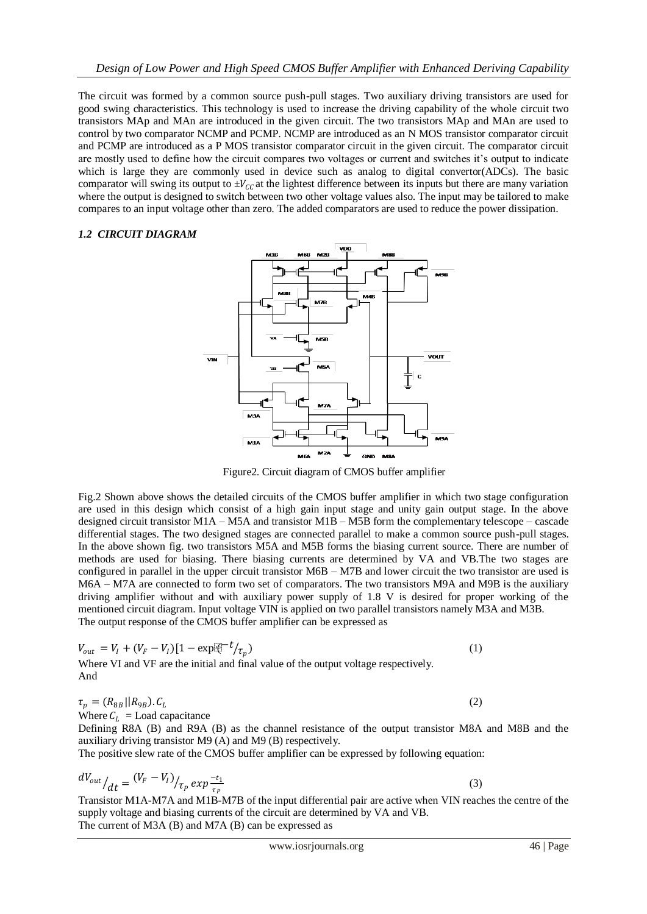The circuit was formed by a common source push-pull stages. Two auxiliary driving transistors are used for good swing characteristics. This technology is used to increase the driving capability of the whole circuit two transistors MAp and MAn are introduced in the given circuit. The two transistors MAp and MAn are used to control by two comparator NCMP and PCMP. NCMP are introduced as an N MOS transistor comparator circuit and PCMP are introduced as a P MOS transistor comparator circuit in the given circuit. The comparator circuit are mostly used to define how the circuit compares two voltages or current and switches it's output to indicate which is large they are commonly used in device such as analog to digital convertor(ADCs). The basic comparator will swing its output to $\pm V_{CC}$ at the lightest difference between its inputs but there are many variation where the output is designed to switch between two other voltage values also. The input may be tailored to make compares to an input voltage other than zero. The added comparators are used to reduce the power dissipation.

### *1.2 CIRCUIT DIAGRAM*

Figure2. Circuit diagram of CMOS buffer amplifier

Fig.2 Shown above shows the detailed circuits of the CMOS buffer amplifier in which two stage configuration are used in this design which consist of a high gain input stage and unity gain output stage. In the above designed circuit transistor M1A – M5A and transistor M1B – M5B form the complementary telescope – cascade differential stages. The two designed stages are connected parallel to make a common source push-pull stages. In the above shown fig. two transistors M5A and M5B forms the biasing current source. There are number of methods are used for biasing. There biasing currents are determined by VA and VB.The two stages are configured in parallel in the upper circuit transistor M6B – M7B and lower circuit the two transistor are used is M6A – M7A are connected to form two set of comparators. The two transistors M9A and M9B is the auxiliary driving amplifier without and with auxiliary power supply of 1.8 V is desired for proper working of the mentioned circuit diagram. Input voltage VIN is applied on two parallel transistors namely M3A and M3B.
The output response of the CMOS buffer amplifier can be expressed as

$$V_{out} = V_I + (V_F - V_I)[1 - \exp(-t/\tau_p)] \quad (1)$$

Where VI and VF are the initial and final value of the output voltage respectively.
And

$$\tau_p = (R_{8B} || R_{9B}).C_L \quad (2)$$

Where $C_L$ = Load capacitance
Defining R8A (B) and R9A (B) as the channel resistance of the output transistor M8A and M8B and the auxiliary driving transistor M9 (A) and M9 (B) respectively.
The positive slew rate of the CMOS buffer amplifier can be expressed by following equation:

$$dV_{out}/dt = (V_F - V_I)/\tau_p \exp\frac{-t_1}{\tau_P} \quad (3)$$

Transistor M1A-M7A and M1B-M7B of the input differential pair are active when VIN reaches the centre of the supply voltage and biasing currents of the circuit are determined by VA and VB.
The current of M3A (B) and M7A (B) can be expressed as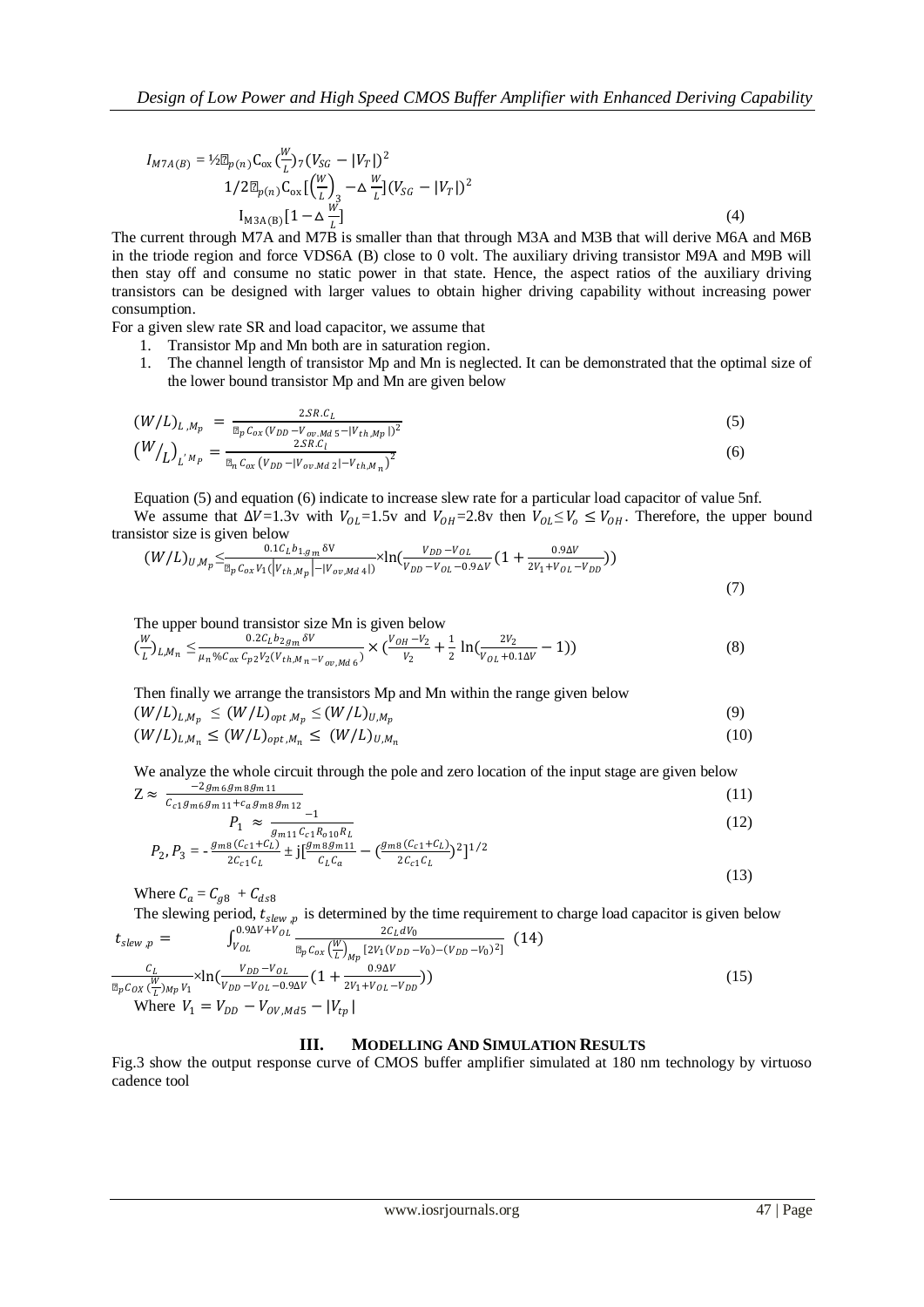$$I_{M7A(B)} = \frac{1}{2}\mu_{p(n)} C_{ox} \left(\frac{W}{L}\right)_7 (V_{SG} - |V_T|)^2$$

$$1/2\mu_{p(n)} C_{ox} \left[\left(\frac{W}{L}\right)_3 - \Delta \frac{W}{L}\right] (V_{SG} - |V_T|)^2$$

$$I_{M3A(B)} \left[1 - \Delta \frac{W}{L}\right] \tag{4}$$

The current through M7A and M7B is smaller than that through M3A and M3B that will derive M6A and M6B in the triode region and force VDS6A (B) close to 0 volt. The auxiliary driving transistor M9A and M9B will then stay off and consume no static power in that state. Hence, the aspect ratios of the auxiliary driving transistors can be designed with larger values to obtain higher driving capability without increasing power consumption.

For a given slew rate SR and load capacitor, we assume that

1. Transistor Mp and Mn both are in saturation region.
1. The channel length of transistor Mp and Mn is neglected. It can be demonstrated that the optimal size of the lower bound transistor Mp and Mn are given below

$$(W/L)_{L,M_p} = \frac{2SR.C_L}{\mu_p C_{ox} (V_{DD} - V_{ov,Md\,5} - |V_{th,Mp}|)^2} \tag{5}$$

$$\left(W/L\right)_{L'M_P} = \frac{2SR.C_l}{\mu_n C_{ox} \left(V_{DD} - |V_{ov,Md\,2}| - V_{th,M_n}\right)^2} \tag{6}$$

Equation (5) and equation (6) indicate to increase slew rate for a particular load capacitor of value 5nf.

We assume that $\Delta V$=1.3v with $V_{OL}$=1.5v and $V_{OH}$=2.8v then $V_{OL} \leq V_o \leq V_{OH}$. Therefore, the upper bound transistor size is given below

$$(W/L)_{U,M_p} \leq \frac{0.1 C_L b_{1,g_m} \delta V}{\mu_p C_{ox} V_1 (|V_{th,M_p}| - |V_{ov,Md\,4}|)} \times \ln\left(\frac{V_{DD} - V_{OL}}{V_{DD} - V_{OL} - 0.9\Delta V}\left(1 + \frac{0.9\Delta V}{2V_1 + V_{OL} - V_{DD}}\right)\right) \tag{7}$$

The upper bound transistor size Mn is given below

$$\left(\frac{W}{L}\right)_{L,M_n} \leq \frac{0.2 C_L b_{2g_m} \delta V}{\mu_n \% C_{ox} C_{p2} V_2 (V_{th,M_n} - V_{ov,Md\,6})} \times \left(\frac{V_{OH} - V_2}{V_2} + \frac{1}{2}\ln\left(\frac{2V_2}{V_{OL} + 0.1\Delta V} - 1\right)\right) \tag{8}$$

Then finally we arrange the transistors Mp and Mn within the range given below

$$(W/L)_{L,M_p} \leq (W/L)_{opt,M_p} \leq (W/L)_{U,M_p} \tag{9}$$

$$(W/L)_{L,M_n} \leq (W/L)_{opt,M_n} \leq (W/L)_{U,M_n} \tag{10}$$

We analyze the whole circuit through the pole and zero location of the input stage are given below

$$Z \approx \frac{-2 g_{m6} g_{m8} g_{m11}}{C_{c1} g_{m6} g_{m11} + c_a g_{m8} g_{m12}} \tag{11}$$

$$P_1 \approx \frac{-1}{g_{m11} C_{c1} R_{o10} R_L} \tag{12}$$

$$P_2, P_3 = -\frac{g_{m8}(C_{c1} + C_L)}{2 C_{c1} C_L} \pm j\left[\frac{g_{m8} g_{m11}}{C_L C_a} - \left(\frac{g_{m8}(C_{c1} + C_L)}{2 C_{c1} C_L}\right)^2\right]^{1/2} \tag{13}$$

Where $C_a = C_{g8} + C_{ds8}$

The slewing period, $t_{slew,p}$ is determined by the time requirement to charge load capacitor is given below

$$t_{slew,p} = \int_{V_{OL}}^{0.9\Delta V + V_{OL}} \frac{2 C_L dV_0}{\mu_p C_{ox} \left(\frac{W}{L}\right)_{Mp} [2V_1 (V_{DD} - V_0) - (V_{DD} - V_0)^2]} \tag{14}$$

$$\frac{C_L}{\mu_p C_{OX} \left(\frac{W}{L}\right)_{Mp} V_1} \times \ln\left(\frac{V_{DD} - V_{OL}}{V_{DD} - V_{OL} - 0.9\Delta V}\left(1 + \frac{0.9\Delta V}{2V_1 + V_{OL} - V_{DD}}\right)\right) \tag{15}$$

Where $V_1 = V_{DD} - V_{OV,Md5} - |V_{tp}|$

## III. MODELLING AND SIMULATION RESULTS

Fig.3 show the output response curve of CMOS buffer amplifier simulated at 180 nm technology by virtuoso cadence tool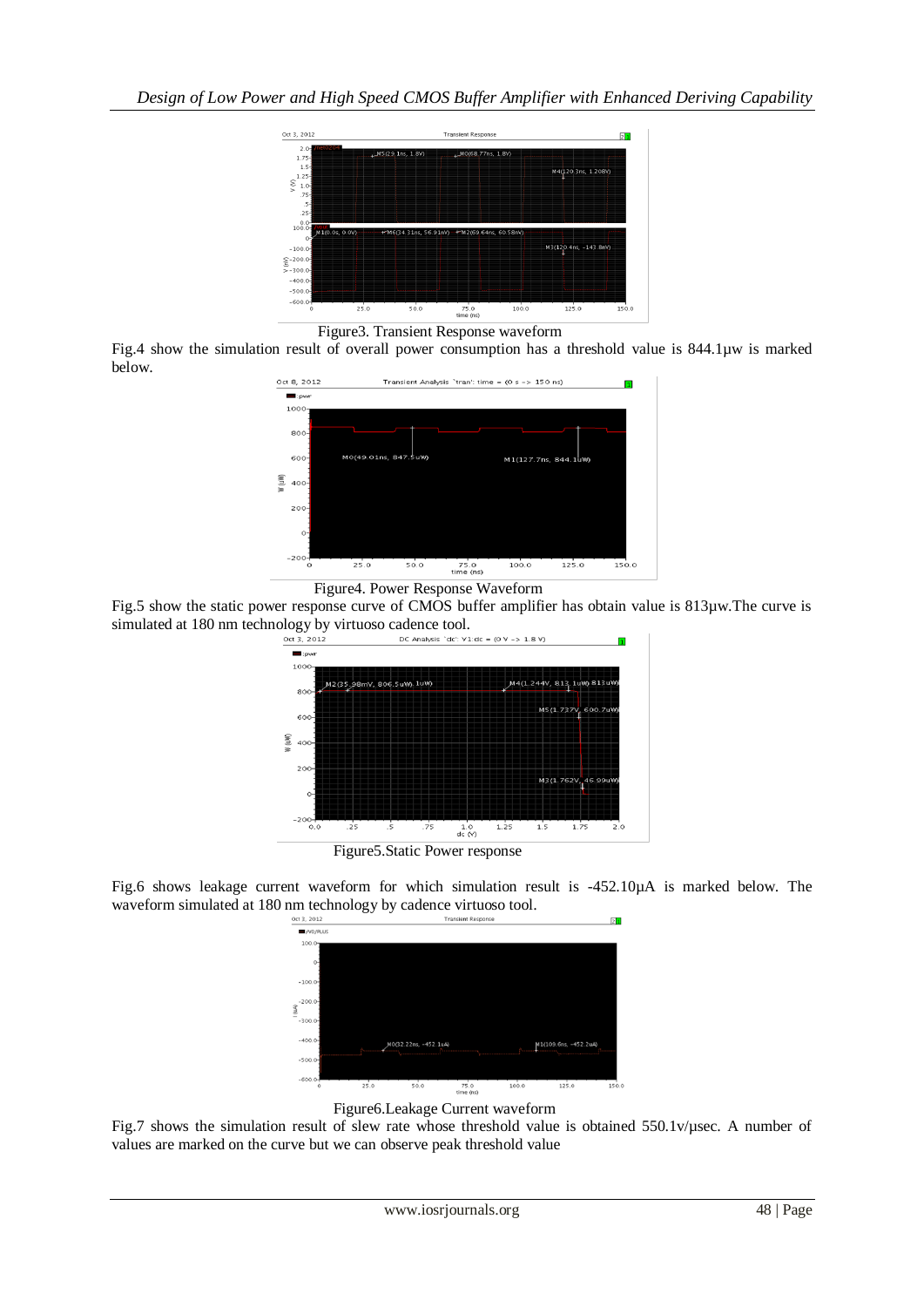Figure3. Transient Response waveform

Fig.4 show the simulation result of overall power consumption has a threshold value is 844.1µw is marked below.

Figure4. Power Response Waveform

Fig.5 show the static power response curve of CMOS buffer amplifier has obtain value is 813µw.The curve is simulated at 180 nm technology by virtuoso cadence tool.

Figure5.Static Power response

Fig.6 shows leakage current waveform for which simulation result is -452.10µA is marked below. The waveform simulated at 180 nm technology by cadence virtuoso tool.

Figure6.Leakage Current waveform

Fig.7 shows the simulation result of slew rate whose threshold value is obtained 550.1v/µsec. A number of values are marked on the curve but we can observe peak threshold value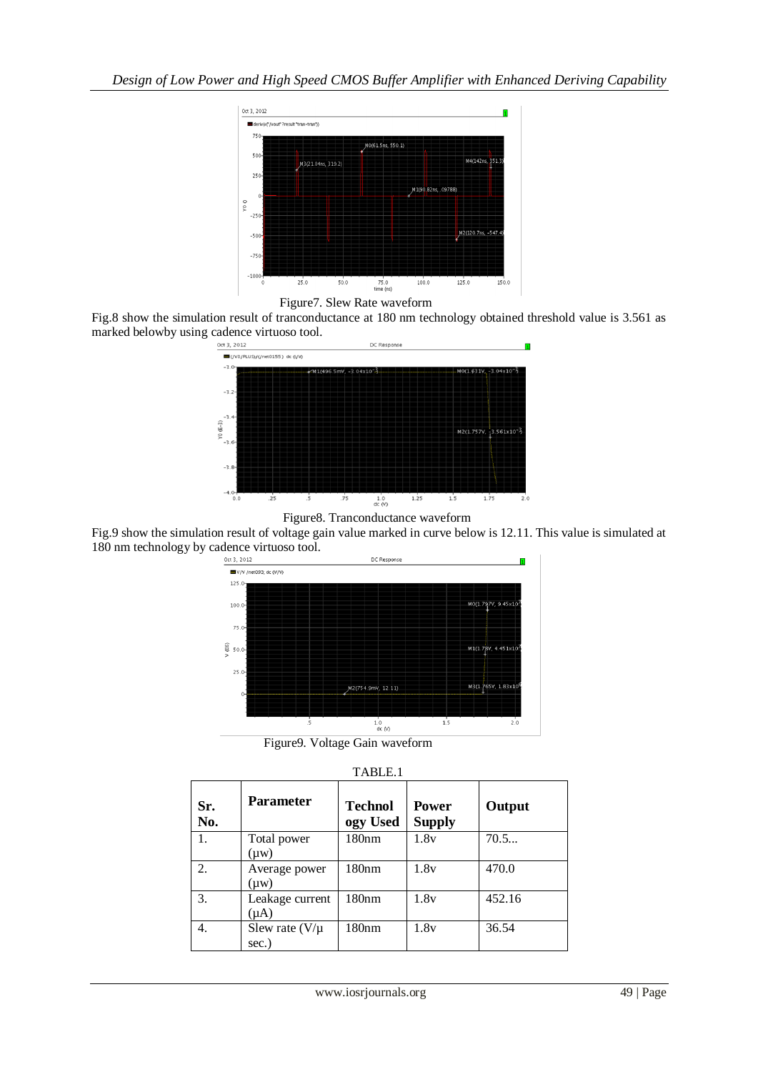Figure7. Slew Rate waveform

Fig.8 show the simulation result of tranconductance at 180 nm technology obtained threshold value is 3.561 as marked belowby using cadence virtuoso tool.

Figure8. Tranconductance waveform

Fig.9 show the simulation result of voltage gain value marked in curve below is 12.11. This value is simulated at 180 nm technology by cadence virtuoso tool.

Figure9. Voltage Gain waveform

TABLE.1

| Sr. No. | Parameter | Technology Used | Power Supply | Output |
|---|---|---|---|---|
| 1. | Total power (μw) | 180nm | 1.8v | 70.5... |
| 2. | Average power (μw) | 180nm | 1.8v | 470.0 |
| 3. | Leakage current (μA) | 180nm | 1.8v | 452.16 |
| 4. | Slew rate (V/μ sec.) | 180nm | 1.8v | 36.54 |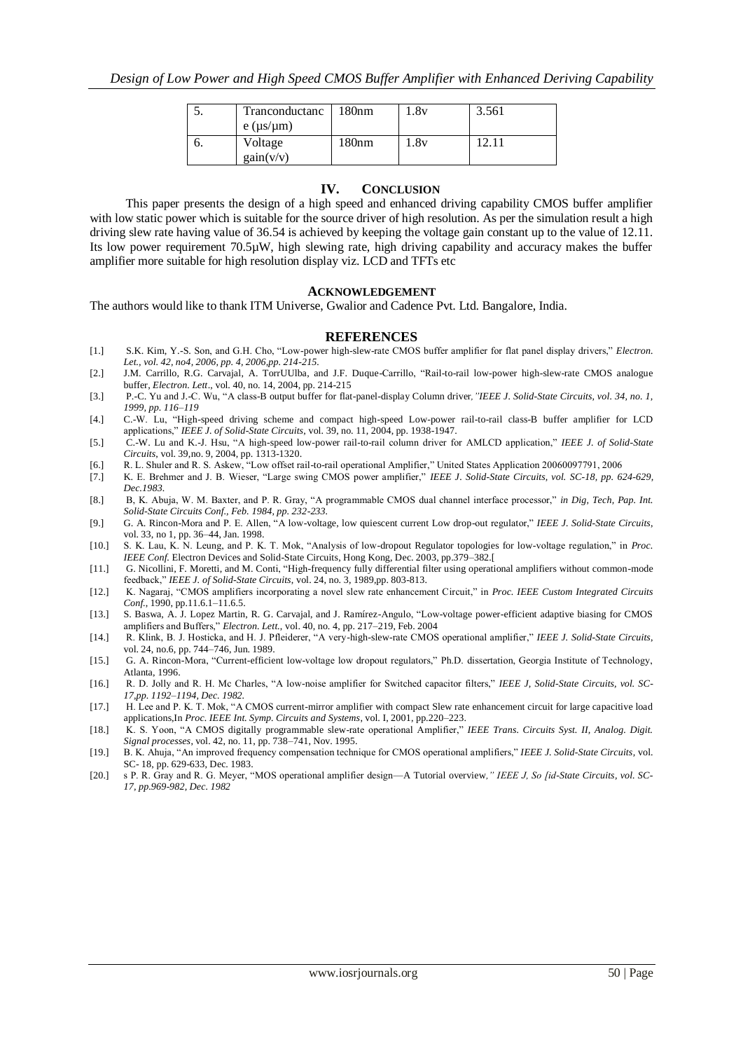| | | | | |
|---|---|---|---|---|
| 5. | Tranconductanc e (μs/μm) | 180nm | 1.8v | 3.561 |
| 6. | Voltage gain(v/v) | 180nm | 1.8v | 12.11 |

## IV. CONCLUSION

This paper presents the design of a high speed and enhanced driving capability CMOS buffer amplifier with low static power which is suitable for the source driver of high resolution. As per the simulation result a high driving slew rate having value of 36.54 is achieved by keeping the voltage gain constant up to the value of 12.11. Its low power requirement 70.5μW, high slewing rate, high driving capability and accuracy makes the buffer amplifier more suitable for high resolution display viz. LCD and TFTs etc

## ACKNOWLEDGEMENT

The authors would like to thank ITM Universe, Gwalior and Cadence Pvt. Ltd. Bangalore, India.

## REFERENCES

[1.] S.K. Kim, Y.-S. Son, and G.H. Cho, "Low-power high-slew-rate CMOS buffer amplifier for flat panel display drivers," *Electron. Let., vol. 42, no4, 2006, pp. 4, 2006,pp. 214-215.*

[2.] J.M. Carrillo, R.G. Carvajal, A. TorrUUlba, and J.F. Duque-Carrillo, "Rail-to-rail low-power high-slew-rate CMOS analogue buffer, *Electron. Lett*., vol. 40, no. 14, 2004, pp. 214-215

[3.] P.-C. Yu and J.-C. Wu, "A class-B output buffer for flat-panel-display Column driver*,"IEEE J. Solid-State Circuits, vol. 34, no. 1, 1999, pp. 116–119*

[4.] C.-W. Lu, "High-speed driving scheme and compact high-speed Low-power rail-to-rail class-B buffer amplifier for LCD applications," *IEEE J. of Solid-State Circuits*, vol. 39, no. 11, 2004, pp. 1938-1947.

[5.] C.-W. Lu and K.-J. Hsu, "A high-speed low-power rail-to-rail column driver for AMLCD application," *IEEE J. of Solid-State Circuits*, vol. 39,no. 9, 2004, pp. 1313-1320.

[6.] R. L. Shuler and R. S. Askew, "Low offset rail-to-rail operational Amplifier," United States Application 20060097791, 2006

[7.] K. E. Brehmer and J. B. Wieser, "Large swing CMOS power amplifier," *IEEE J. Solid-State Circuits, vol. SC-18, pp. 624-629, Dec.1983.*

[8.] B, K. Abuja, W. M. Baxter, and P. R. Gray, "A programmable CMOS dual channel interface processor," *in Dig, Tech, Pap. Int. Solid-State Circuits Conf., Feb. 1984, pp. 232-233.*

[9.] G. A. Rincon-Mora and P. E. Allen, "A low-voltage, low quiescent current Low drop-out regulator," *IEEE J. Solid-State Circuits*, vol. 33, no 1, pp. 36–44, Jan. 1998.

[10.] S. K. Lau, K. N. Leung, and P. K. T. Mok, "Analysis of low-dropout Regulator topologies for low-voltage regulation," in *Proc. IEEE Conf.* Electron Devices and Solid-State Circuits, Hong Kong, Dec. 2003, pp.379–382.[

[11.] G. Nicollini, F. Moretti, and M. Conti, "High-frequency fully differential filter using operational amplifiers without common-mode feedback," *IEEE J. of Solid-State Circuits*, vol. 24, no. 3, 1989,pp. 803-813.

[12.] K. Nagaraj, "CMOS amplifiers incorporating a novel slew rate enhancement Circuit," in *Proc. IEEE Custom Integrated Circuits Conf.*, 1990, pp.11.6.1–11.6.5.

[13.] S. Baswa, A. J. Lopez Martin, R. G. Carvajal, and J. Ramírez-Angulo, "Low-voltage power-efficient adaptive biasing for CMOS amplifiers and Buffers," *Electron. Lett.*, vol. 40, no. 4, pp. 217–219, Feb. 2004

[14.] R. Klink, B. J. Hosticka, and H. J. Pfleiderer, "A very-high-slew-rate CMOS operational amplifier," *IEEE J. Solid-State Circuits*, vol. 24, no.6, pp. 744–746, Jun. 1989.

[15.] G. A. Rincon-Mora, "Current-efficient low-voltage low dropout regulators," Ph.D. dissertation, Georgia Institute of Technology, Atlanta, 1996.

[16.] R. D. Jolly and R. H. Mc Charles, "A low-noise amplifier for Switched capacitor filters," *IEEE J, Solid-State Circuits, vol. SC-17,pp. 1192–1194, Dec. 1982.*

[17.] H. Lee and P. K. T. Mok, "A CMOS current-mirror amplifier with compact Slew rate enhancement circuit for large capacitive load applications,In *Proc. IEEE Int. Symp. Circuits and Systems*, vol. I, 2001, pp.220–223.

[18.] K. S. Yoon, "A CMOS digitally programmable slew-rate operational Amplifier," *IEEE Trans. Circuits Syst. II, Analog. Digit. Signal processes*, vol. 42, no. 11, pp. 738–741, Nov. 1995.

[19.] B. K. Ahuja, "An improved frequency compensation technique for CMOS operational amplifiers," *IEEE J. Solid-State Circuits*, vol. SC- 18, pp. 629-633, Dec. 1983.

[20.] s P. R. Gray and R. G. Meyer, "MOS operational amplifier design—A Tutorial overview*," IEEE J, So [id-State Circuits, vol. SC-17, pp.969-982, Dec. 1982*